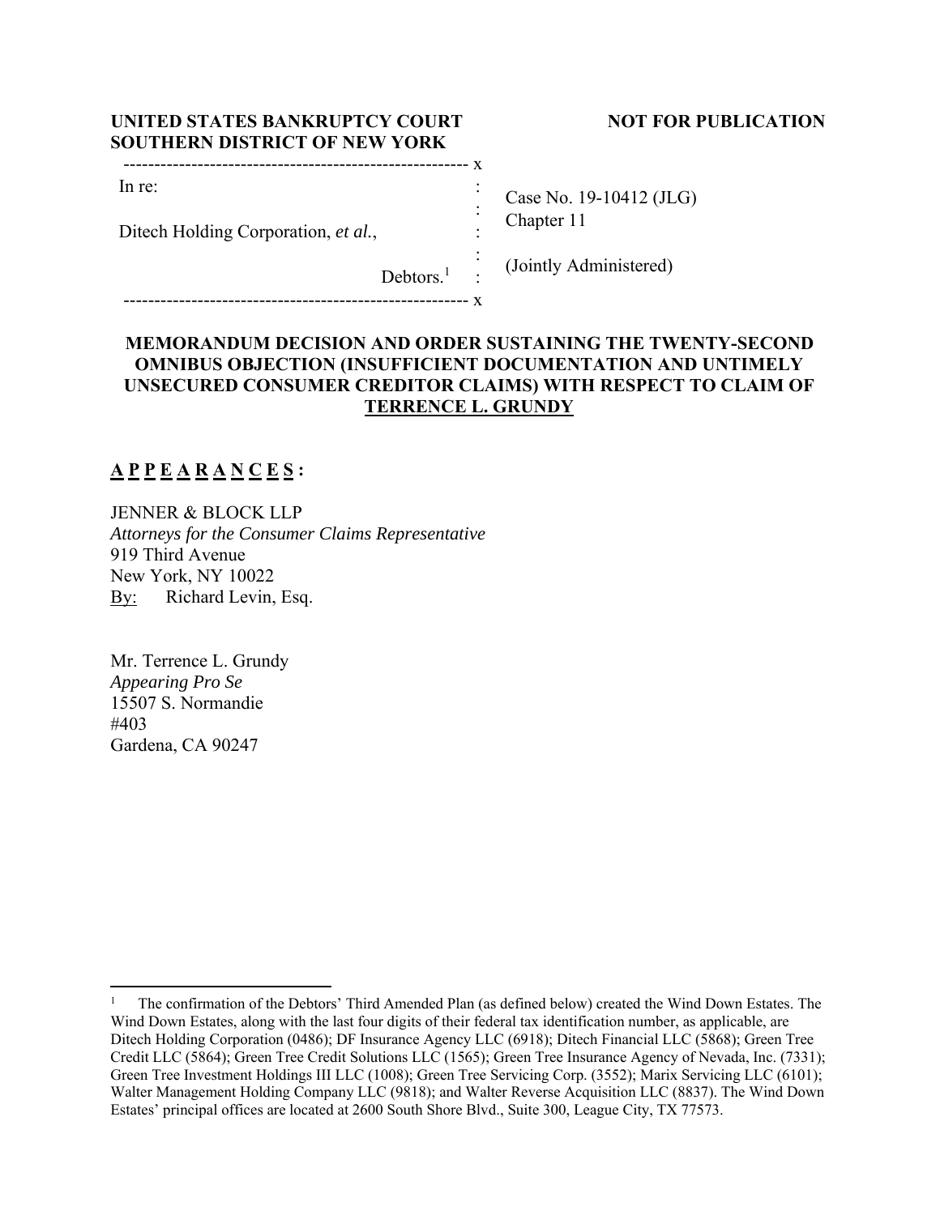**UNITED STATES BANKRUPTCY COURT**
**SOUTHERN DISTRICT OF NEW YORK**

**NOT FOR PUBLICATION**

| | | |
|---|---|---|
| In re: | : | Case No. 19-10412 (JLG) |
| Ditech Holding Corporation, *et al.*, | : | Chapter 11 |
| Debtors.[1] | : | (Jointly Administered) |

**MEMORANDUM DECISION AND ORDER SUSTAINING THE TWENTY-SECOND OMNIBUS OBJECTION (INSUFFICIENT DOCUMENTATION AND UNTIMELY UNSECURED CONSUMER CREDITOR CLAIMS) WITH RESPECT TO CLAIM OF TERRENCE L. GRUNDY**

**A P P E A R A N C E S :**

JENNER & BLOCK LLP
*Attorneys for the Consumer Claims Representative*
919 Third Avenue
New York, NY 10022
By: Richard Levin, Esq.

Mr. Terrence L. Grundy
*Appearing Pro Se*
15507 S. Normandie
#403
Gardena, CA 90247

---

[1] The confirmation of the Debtors' Third Amended Plan (as defined below) created the Wind Down Estates. The Wind Down Estates, along with the last four digits of their federal tax identification number, as applicable, are Ditech Holding Corporation (0486); DF Insurance Agency LLC (6918); Ditech Financial LLC (5868); Green Tree Credit LLC (5864); Green Tree Credit Solutions LLC (1565); Green Tree Insurance Agency of Nevada, Inc. (7331); Green Tree Investment Holdings III LLC (1008); Green Tree Servicing Corp. (3552); Marix Servicing LLC (6101); Walter Management Holding Company LLC (9818); and Walter Reverse Acquisition LLC (8837). The Wind Down Estates' principal offices are located at 2600 South Shore Blvd., Suite 300, League City, TX 77573.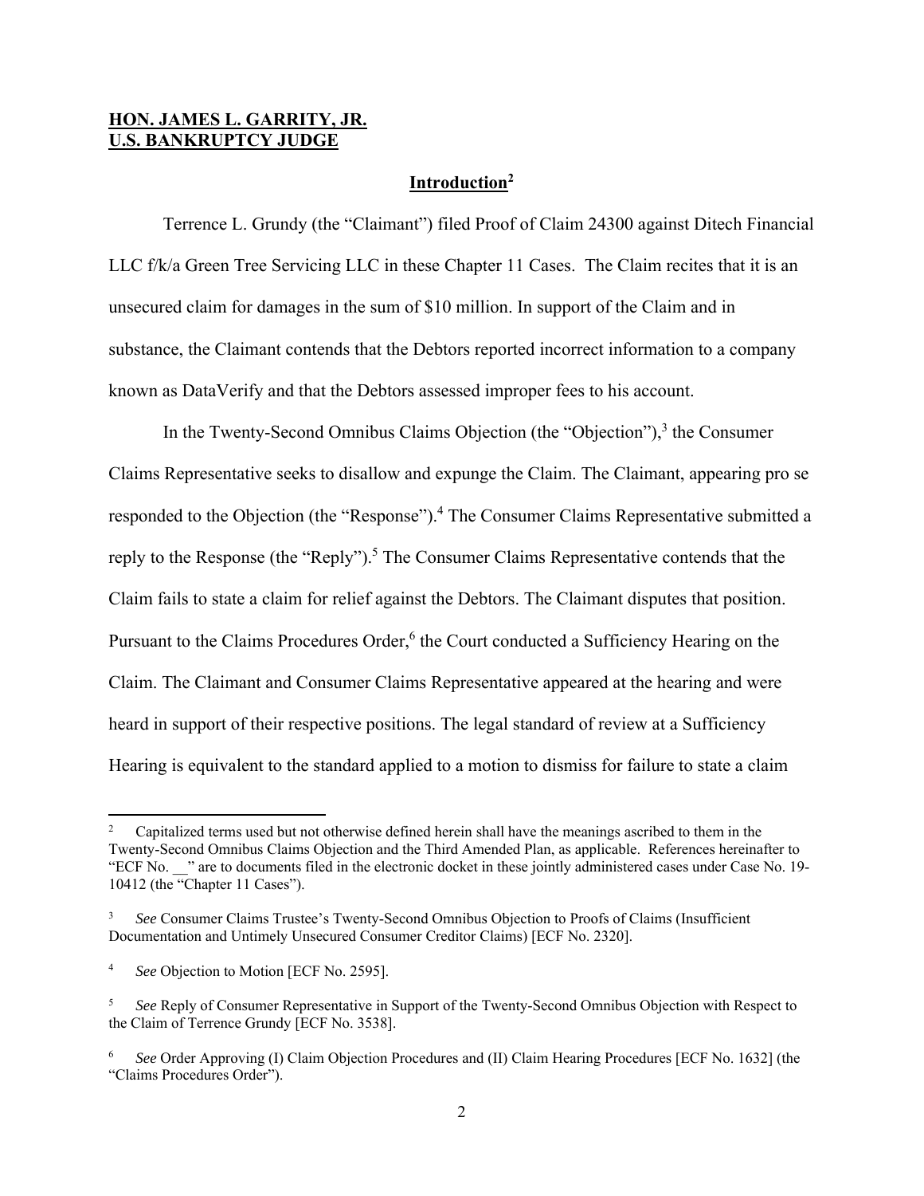**HON. JAMES L. GARRITY, JR.**
**U.S. BANKRUPTCY JUDGE**

## Introduction[2]

Terrence L. Grundy (the "Claimant") filed Proof of Claim 24300 against Ditech Financial LLC f/k/a Green Tree Servicing LLC in these Chapter 11 Cases. The Claim recites that it is an unsecured claim for damages in the sum of $10 million. In support of the Claim and in substance, the Claimant contends that the Debtors reported incorrect information to a company known as DataVerify and that the Debtors assessed improper fees to his account.

In the Twenty-Second Omnibus Claims Objection (the "Objection"),[3] the Consumer Claims Representative seeks to disallow and expunge the Claim. The Claimant, appearing pro se responded to the Objection (the "Response").[4] The Consumer Claims Representative submitted a reply to the Response (the "Reply").[5] The Consumer Claims Representative contends that the Claim fails to state a claim for relief against the Debtors. The Claimant disputes that position. Pursuant to the Claims Procedures Order,[6] the Court conducted a Sufficiency Hearing on the Claim. The Claimant and Consumer Claims Representative appeared at the hearing and were heard in support of their respective positions. The legal standard of review at a Sufficiency Hearing is equivalent to the standard applied to a motion to dismiss for failure to state a claim

---

[2] Capitalized terms used but not otherwise defined herein shall have the meanings ascribed to them in the Twenty-Second Omnibus Claims Objection and the Third Amended Plan, as applicable. References hereinafter to "ECF No. __" are to documents filed in the electronic docket in these jointly administered cases under Case No. 19-10412 (the "Chapter 11 Cases").

[3] *See* Consumer Claims Trustee's Twenty-Second Omnibus Objection to Proofs of Claims (Insufficient Documentation and Untimely Unsecured Consumer Creditor Claims) [ECF No. 2320].

[4] *See* Objection to Motion [ECF No. 2595].

[5] *See* Reply of Consumer Representative in Support of the Twenty-Second Omnibus Objection with Respect to the Claim of Terrence Grundy [ECF No. 3538].

[6] *See* Order Approving (I) Claim Objection Procedures and (II) Claim Hearing Procedures [ECF No. 1632] (the "Claims Procedures Order").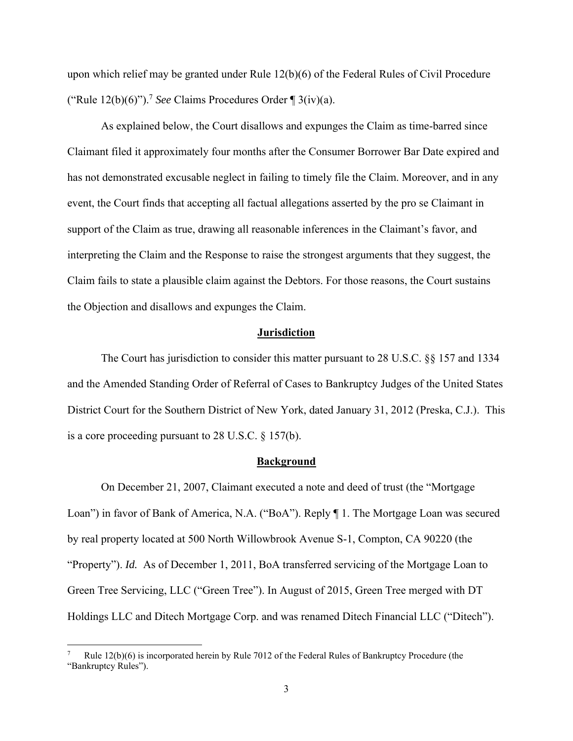upon which relief may be granted under Rule 12(b)(6) of the Federal Rules of Civil Procedure ("Rule 12(b)(6)").[7] *See* Claims Procedures Order ¶ 3(iv)(a).

As explained below, the Court disallows and expunges the Claim as time-barred since Claimant filed it approximately four months after the Consumer Borrower Bar Date expired and has not demonstrated excusable neglect in failing to timely file the Claim. Moreover, and in any event, the Court finds that accepting all factual allegations asserted by the pro se Claimant in support of the Claim as true, drawing all reasonable inferences in the Claimant's favor, and interpreting the Claim and the Response to raise the strongest arguments that they suggest, the Claim fails to state a plausible claim against the Debtors. For those reasons, the Court sustains the Objection and disallows and expunges the Claim.

## Jurisdiction

The Court has jurisdiction to consider this matter pursuant to 28 U.S.C. §§ 157 and 1334 and the Amended Standing Order of Referral of Cases to Bankruptcy Judges of the United States District Court for the Southern District of New York, dated January 31, 2012 (Preska, C.J.). This is a core proceeding pursuant to 28 U.S.C. § 157(b).

## Background

On December 21, 2007, Claimant executed a note and deed of trust (the "Mortgage Loan") in favor of Bank of America, N.A. ("BoA"). Reply ¶ 1. The Mortgage Loan was secured by real property located at 500 North Willowbrook Avenue S-1, Compton, CA 90220 (the "Property"). *Id.* As of December 1, 2011, BoA transferred servicing of the Mortgage Loan to Green Tree Servicing, LLC ("Green Tree"). In August of 2015, Green Tree merged with DT Holdings LLC and Ditech Mortgage Corp. and was renamed Ditech Financial LLC ("Ditech").

[7] Rule 12(b)(6) is incorporated herein by Rule 7012 of the Federal Rules of Bankruptcy Procedure (the "Bankruptcy Rules").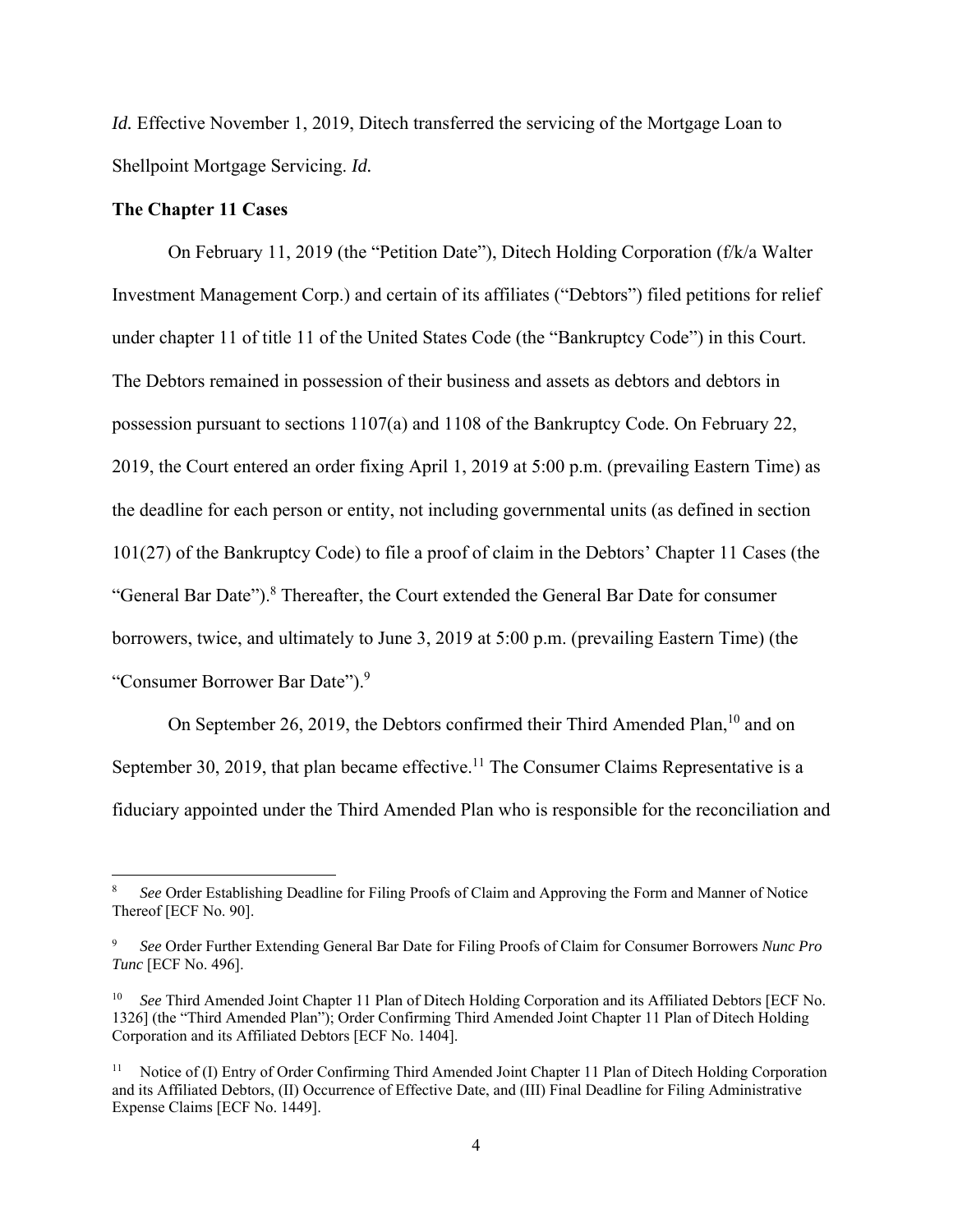*Id.* Effective November 1, 2019, Ditech transferred the servicing of the Mortgage Loan to Shellpoint Mortgage Servicing. *Id.*

**The Chapter 11 Cases**

On February 11, 2019 (the "Petition Date"), Ditech Holding Corporation (f/k/a Walter Investment Management Corp.) and certain of its affiliates ("Debtors") filed petitions for relief under chapter 11 of title 11 of the United States Code (the "Bankruptcy Code") in this Court. The Debtors remained in possession of their business and assets as debtors and debtors in possession pursuant to sections 1107(a) and 1108 of the Bankruptcy Code. On February 22, 2019, the Court entered an order fixing April 1, 2019 at 5:00 p.m. (prevailing Eastern Time) as the deadline for each person or entity, not including governmental units (as defined in section 101(27) of the Bankruptcy Code) to file a proof of claim in the Debtors' Chapter 11 Cases (the "General Bar Date").[8] Thereafter, the Court extended the General Bar Date for consumer borrowers, twice, and ultimately to June 3, 2019 at 5:00 p.m. (prevailing Eastern Time) (the "Consumer Borrower Bar Date").[9]

On September 26, 2019, the Debtors confirmed their Third Amended Plan,[10] and on September 30, 2019, that plan became effective.[11] The Consumer Claims Representative is a fiduciary appointed under the Third Amended Plan who is responsible for the reconciliation and

---

[8] *See* Order Establishing Deadline for Filing Proofs of Claim and Approving the Form and Manner of Notice Thereof [ECF No. 90].

[9] *See* Order Further Extending General Bar Date for Filing Proofs of Claim for Consumer Borrowers *Nunc Pro Tunc* [ECF No. 496].

[10] *See* Third Amended Joint Chapter 11 Plan of Ditech Holding Corporation and its Affiliated Debtors [ECF No. 1326] (the "Third Amended Plan"); Order Confirming Third Amended Joint Chapter 11 Plan of Ditech Holding Corporation and its Affiliated Debtors [ECF No. 1404].

[11] Notice of (I) Entry of Order Confirming Third Amended Joint Chapter 11 Plan of Ditech Holding Corporation and its Affiliated Debtors, (II) Occurrence of Effective Date, and (III) Final Deadline for Filing Administrative Expense Claims [ECF No. 1449].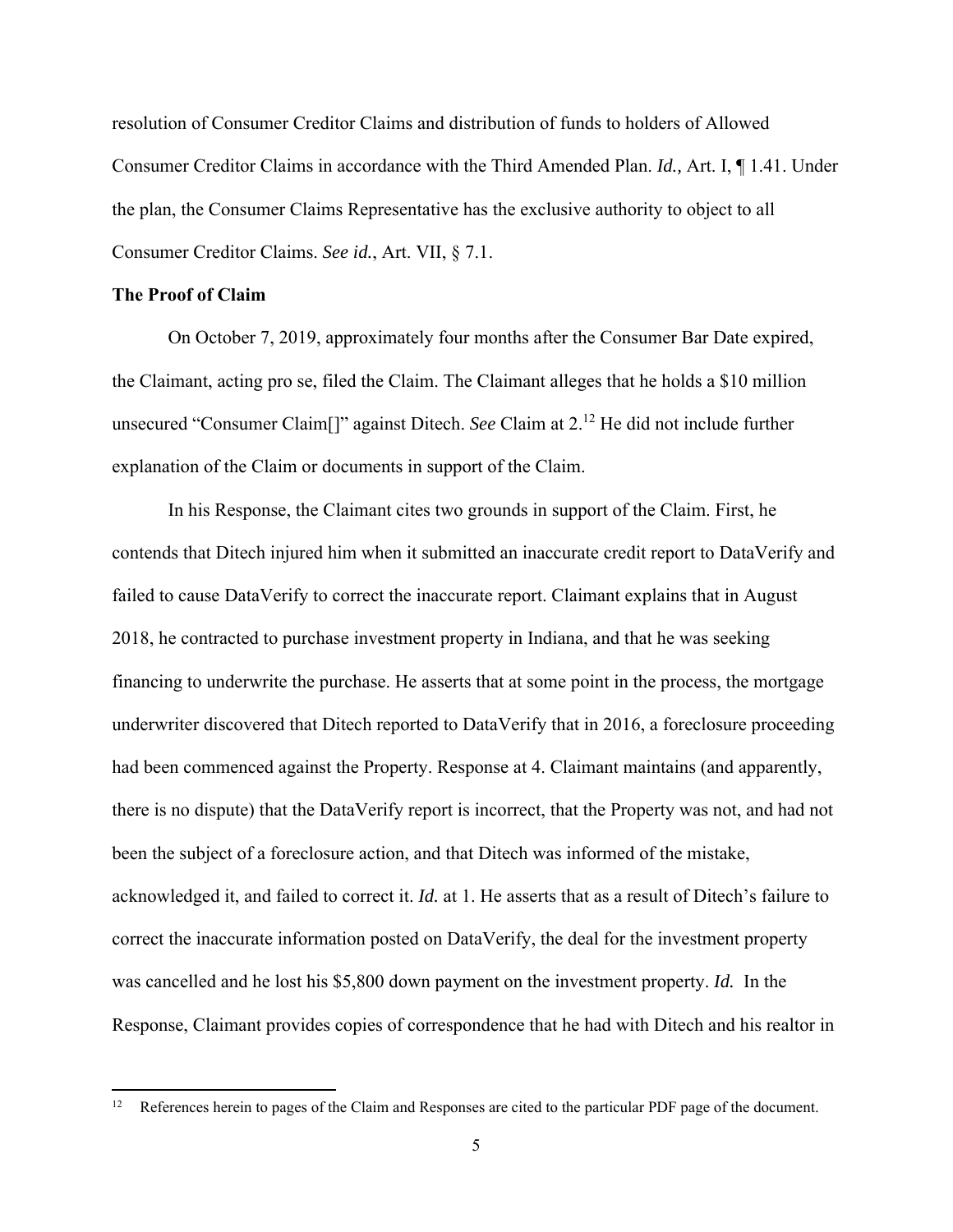resolution of Consumer Creditor Claims and distribution of funds to holders of Allowed Consumer Creditor Claims in accordance with the Third Amended Plan. *Id.,* Art. I, ¶ 1.41. Under the plan, the Consumer Claims Representative has the exclusive authority to object to all Consumer Creditor Claims. *See id.*, Art. VII, § 7.1.

**The Proof of Claim**

On October 7, 2019, approximately four months after the Consumer Bar Date expired, the Claimant, acting pro se, filed the Claim. The Claimant alleges that he holds a $10 million unsecured "Consumer Claim[]" against Ditech. *See* Claim at 2.[12] He did not include further explanation of the Claim or documents in support of the Claim.

In his Response, the Claimant cites two grounds in support of the Claim. First, he contends that Ditech injured him when it submitted an inaccurate credit report to DataVerify and failed to cause DataVerify to correct the inaccurate report. Claimant explains that in August 2018, he contracted to purchase investment property in Indiana, and that he was seeking financing to underwrite the purchase. He asserts that at some point in the process, the mortgage underwriter discovered that Ditech reported to DataVerify that in 2016, a foreclosure proceeding had been commenced against the Property. Response at 4. Claimant maintains (and apparently, there is no dispute) that the DataVerify report is incorrect, that the Property was not, and had not been the subject of a foreclosure action, and that Ditech was informed of the mistake, acknowledged it, and failed to correct it. *Id.* at 1. He asserts that as a result of Ditech's failure to correct the inaccurate information posted on DataVerify, the deal for the investment property was cancelled and he lost his $5,800 down payment on the investment property. *Id.* In the Response, Claimant provides copies of correspondence that he had with Ditech and his realtor in

---

[12] References herein to pages of the Claim and Responses are cited to the particular PDF page of the document.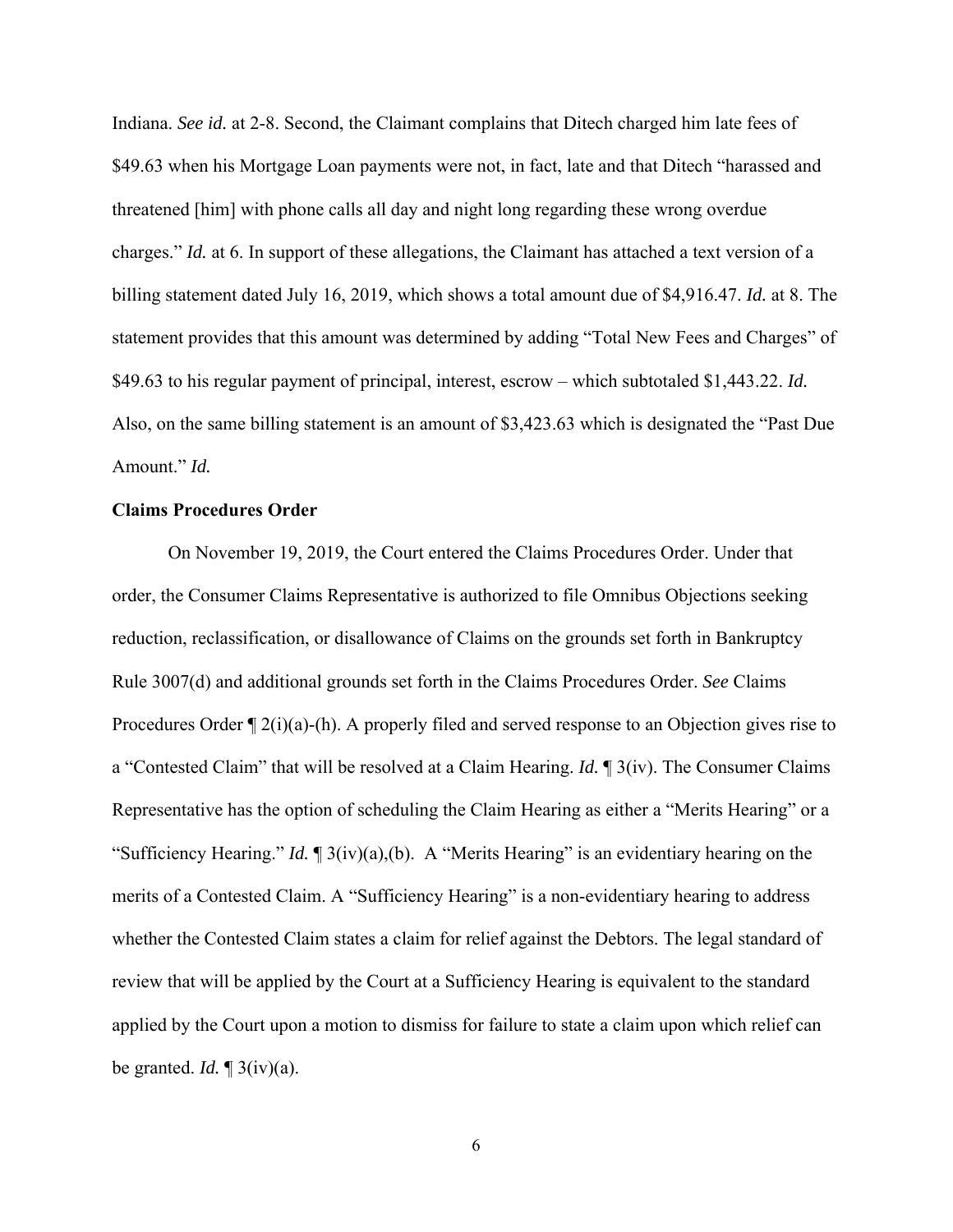Indiana. *See id.* at 2-8. Second, the Claimant complains that Ditech charged him late fees of $49.63 when his Mortgage Loan payments were not, in fact, late and that Ditech "harassed and threatened [him] with phone calls all day and night long regarding these wrong overdue charges." *Id.* at 6. In support of these allegations, the Claimant has attached a text version of a billing statement dated July 16, 2019, which shows a total amount due of $4,916.47. *Id.* at 8. The statement provides that this amount was determined by adding "Total New Fees and Charges" of $49.63 to his regular payment of principal, interest, escrow – which subtotaled $1,443.22. *Id.* Also, on the same billing statement is an amount of $3,423.63 which is designated the "Past Due Amount." *Id.*

**Claims Procedures Order**

On November 19, 2019, the Court entered the Claims Procedures Order. Under that order, the Consumer Claims Representative is authorized to file Omnibus Objections seeking reduction, reclassification, or disallowance of Claims on the grounds set forth in Bankruptcy Rule 3007(d) and additional grounds set forth in the Claims Procedures Order. *See* Claims Procedures Order ¶ 2(i)(a)-(h). A properly filed and served response to an Objection gives rise to a "Contested Claim" that will be resolved at a Claim Hearing. *Id.* ¶ 3(iv). The Consumer Claims Representative has the option of scheduling the Claim Hearing as either a "Merits Hearing" or a "Sufficiency Hearing." *Id.* ¶ 3(iv)(a),(b). A "Merits Hearing" is an evidentiary hearing on the merits of a Contested Claim. A "Sufficiency Hearing" is a non-evidentiary hearing to address whether the Contested Claim states a claim for relief against the Debtors. The legal standard of review that will be applied by the Court at a Sufficiency Hearing is equivalent to the standard applied by the Court upon a motion to dismiss for failure to state a claim upon which relief can be granted. *Id.* ¶ 3(iv)(a).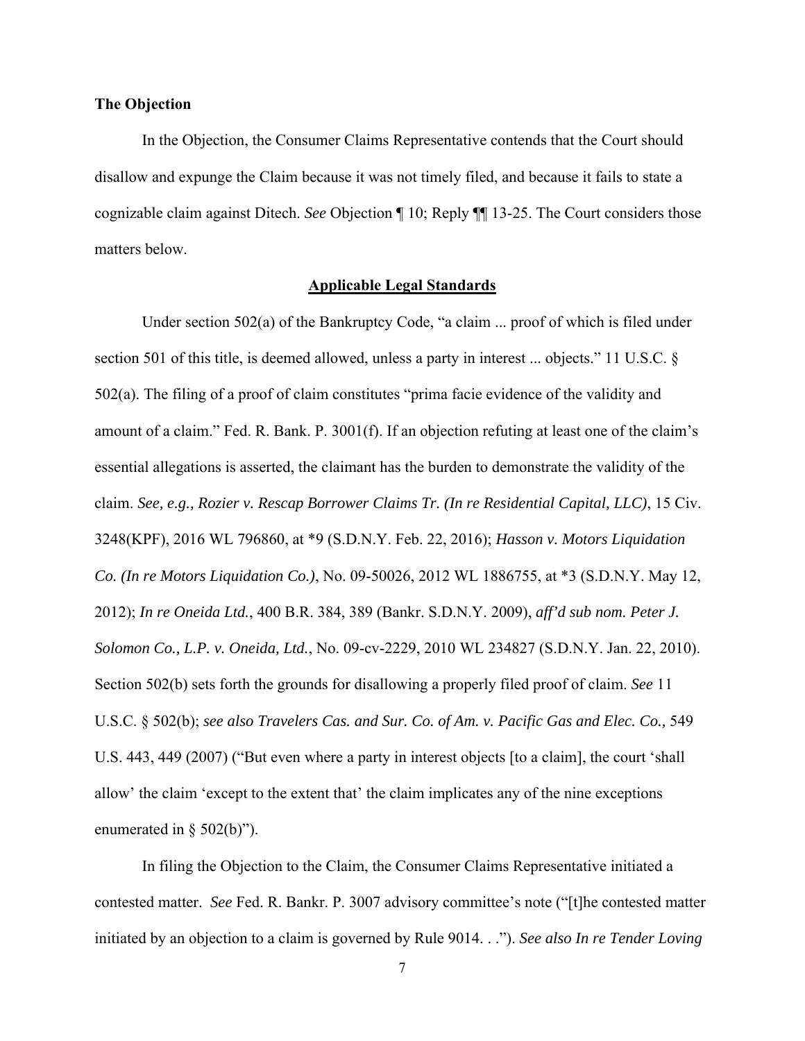**The Objection**

In the Objection, the Consumer Claims Representative contends that the Court should disallow and expunge the Claim because it was not timely filed, and because it fails to state a cognizable claim against Ditech. *See* Objection ¶ 10; Reply ¶¶ 13-25. The Court considers those matters below.

## Applicable Legal Standards

Under section 502(a) of the Bankruptcy Code, "a claim ... proof of which is filed under section 501 of this title, is deemed allowed, unless a party in interest ... objects." 11 U.S.C. § 502(a). The filing of a proof of claim constitutes "prima facie evidence of the validity and amount of a claim." Fed. R. Bank. P. 3001(f). If an objection refuting at least one of the claim's essential allegations is asserted, the claimant has the burden to demonstrate the validity of the claim. *See, e.g., Rozier v. Rescap Borrower Claims Tr. (In re Residential Capital, LLC)*, 15 Civ. 3248(KPF), 2016 WL 796860, at *9 (S.D.N.Y. Feb. 22, 2016); *Hasson v. Motors Liquidation Co. (In re Motors Liquidation Co.)*, No. 09-50026, 2012 WL 1886755, at *3 (S.D.N.Y. May 12, 2012); *In re Oneida Ltd.*, 400 B.R. 384, 389 (Bankr. S.D.N.Y. 2009), *aff'd sub nom. Peter J. Solomon Co., L.P. v. Oneida, Ltd.*, No. 09-cv-2229, 2010 WL 234827 (S.D.N.Y. Jan. 22, 2010). Section 502(b) sets forth the grounds for disallowing a properly filed proof of claim. *See* 11 U.S.C. § 502(b); *see also Travelers Cas. and Sur. Co. of Am. v. Pacific Gas and Elec. Co.,* 549 U.S. 443, 449 (2007) ("But even where a party in interest objects [to a claim], the court 'shall allow' the claim 'except to the extent that' the claim implicates any of the nine exceptions enumerated in § 502(b)").

In filing the Objection to the Claim, the Consumer Claims Representative initiated a contested matter. *See* Fed. R. Bankr. P. 3007 advisory committee's note ("[t]he contested matter initiated by an objection to a claim is governed by Rule 9014. . ."). *See also In re Tender Loving*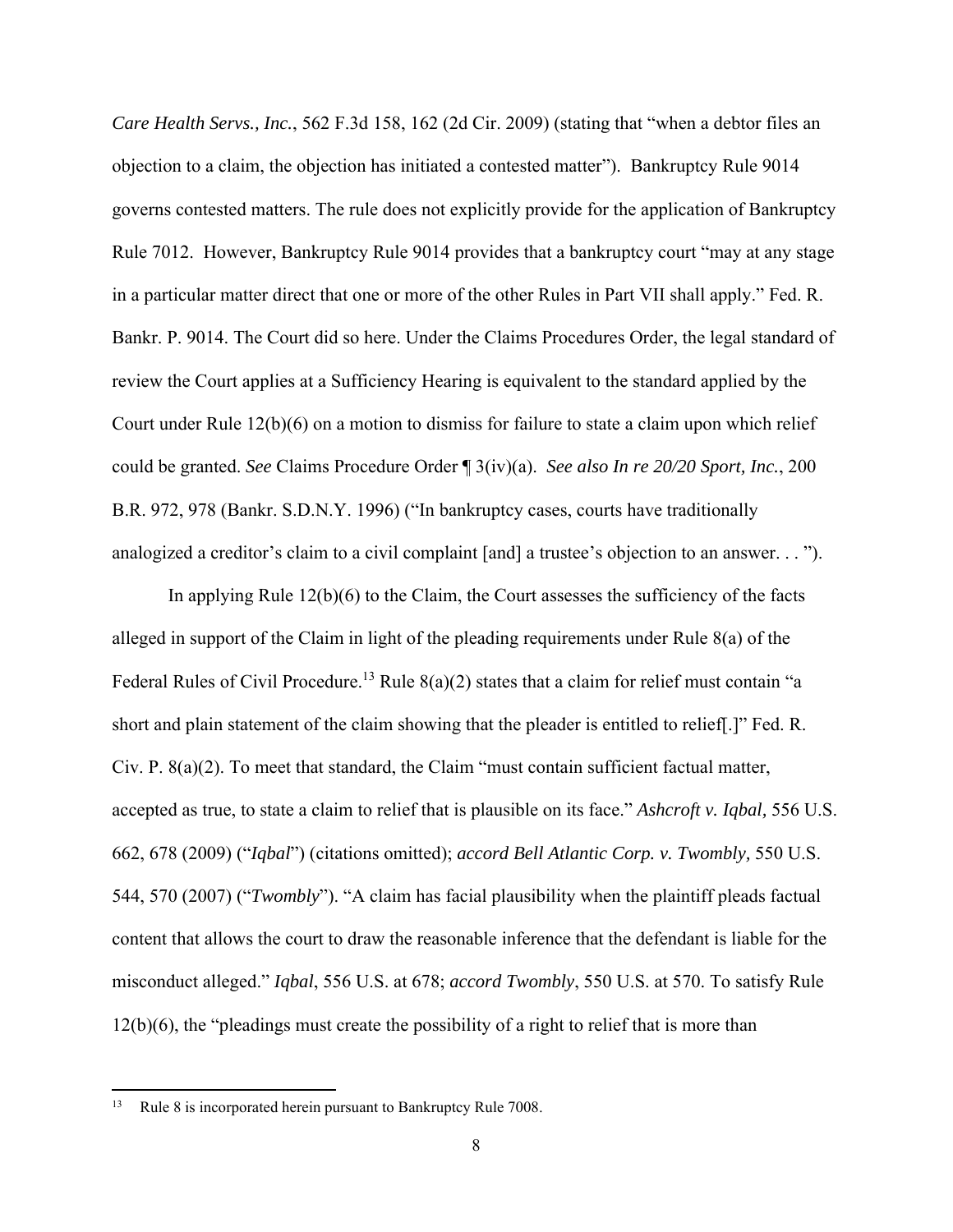*Care Health Servs., Inc.*, 562 F.3d 158, 162 (2d Cir. 2009) (stating that "when a debtor files an objection to a claim, the objection has initiated a contested matter"). Bankruptcy Rule 9014 governs contested matters. The rule does not explicitly provide for the application of Bankruptcy Rule 7012. However, Bankruptcy Rule 9014 provides that a bankruptcy court "may at any stage in a particular matter direct that one or more of the other Rules in Part VII shall apply." Fed. R. Bankr. P. 9014. The Court did so here. Under the Claims Procedures Order, the legal standard of review the Court applies at a Sufficiency Hearing is equivalent to the standard applied by the Court under Rule 12(b)(6) on a motion to dismiss for failure to state a claim upon which relief could be granted. *See* Claims Procedure Order ¶ 3(iv)(a). *See also In re 20/20 Sport, Inc.*, 200 B.R. 972, 978 (Bankr. S.D.N.Y. 1996) ("In bankruptcy cases, courts have traditionally analogized a creditor's claim to a civil complaint [and] a trustee's objection to an answer. . . ").

In applying Rule 12(b)(6) to the Claim, the Court assesses the sufficiency of the facts alleged in support of the Claim in light of the pleading requirements under Rule 8(a) of the Federal Rules of Civil Procedure.[13] Rule 8(a)(2) states that a claim for relief must contain "a short and plain statement of the claim showing that the pleader is entitled to relief[.]" Fed. R. Civ. P. 8(a)(2). To meet that standard, the Claim "must contain sufficient factual matter, accepted as true, to state a claim to relief that is plausible on its face." *Ashcroft v. Iqbal,* 556 U.S. 662, 678 (2009) ("*Iqbal*") (citations omitted); *accord Bell Atlantic Corp. v. Twombly,* 550 U.S. 544, 570 (2007) ("*Twombly*"). "A claim has facial plausibility when the plaintiff pleads factual content that allows the court to draw the reasonable inference that the defendant is liable for the misconduct alleged." *Iqbal*, 556 U.S. at 678; *accord Twombly*, 550 U.S. at 570. To satisfy Rule 12(b)(6), the "pleadings must create the possibility of a right to relief that is more than

---

[13] Rule 8 is incorporated herein pursuant to Bankruptcy Rule 7008.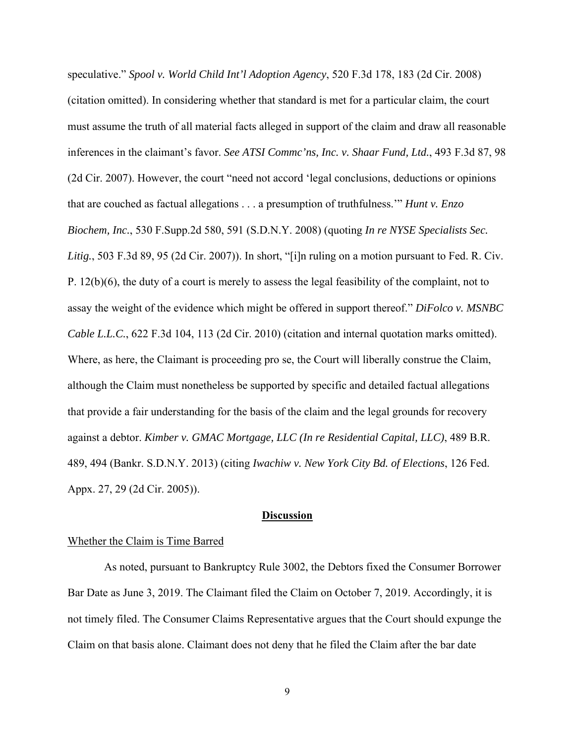speculative." *Spool v. World Child Int'l Adoption Agency*, 520 F.3d 178, 183 (2d Cir. 2008) (citation omitted). In considering whether that standard is met for a particular claim, the court must assume the truth of all material facts alleged in support of the claim and draw all reasonable inferences in the claimant's favor. *See ATSI Commc'ns, Inc. v. Shaar Fund, Ltd.*, 493 F.3d 87, 98 (2d Cir. 2007). However, the court "need not accord 'legal conclusions, deductions or opinions that are couched as factual allegations . . . a presumption of truthfulness.'" *Hunt v. Enzo Biochem, Inc.*, 530 F.Supp.2d 580, 591 (S.D.N.Y. 2008) (quoting *In re NYSE Specialists Sec. Litig.*, 503 F.3d 89, 95 (2d Cir. 2007)). In short, "[i]n ruling on a motion pursuant to Fed. R. Civ. P. 12(b)(6), the duty of a court is merely to assess the legal feasibility of the complaint, not to assay the weight of the evidence which might be offered in support thereof." *DiFolco v. MSNBC Cable L.L.C.*, 622 F.3d 104, 113 (2d Cir. 2010) (citation and internal quotation marks omitted). Where, as here, the Claimant is proceeding pro se, the Court will liberally construe the Claim, although the Claim must nonetheless be supported by specific and detailed factual allegations that provide a fair understanding for the basis of the claim and the legal grounds for recovery against a debtor. *Kimber v. GMAC Mortgage, LLC (In re Residential Capital, LLC)*, 489 B.R. 489, 494 (Bankr. S.D.N.Y. 2013) (citing *Iwachiw v. New York City Bd. of Elections*, 126 Fed. Appx. 27, 29 (2d Cir. 2005)).

## Discussion

### Whether the Claim is Time Barred

As noted, pursuant to Bankruptcy Rule 3002, the Debtors fixed the Consumer Borrower Bar Date as June 3, 2019. The Claimant filed the Claim on October 7, 2019. Accordingly, it is not timely filed. The Consumer Claims Representative argues that the Court should expunge the Claim on that basis alone. Claimant does not deny that he filed the Claim after the bar date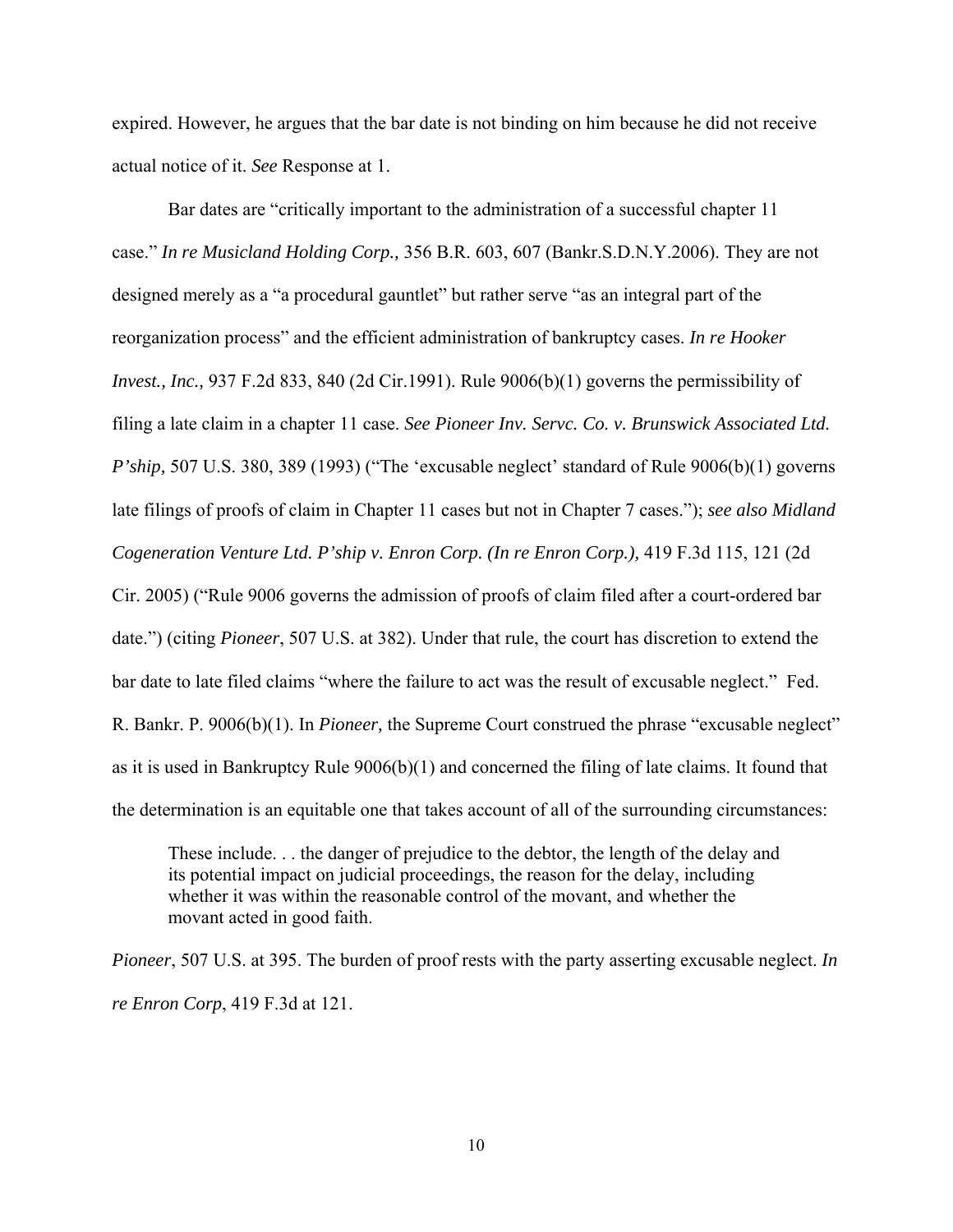expired. However, he argues that the bar date is not binding on him because he did not receive actual notice of it. *See* Response at 1.

Bar dates are "critically important to the administration of a successful chapter 11 case." *In re Musicland Holding Corp.,* 356 B.R. 603, 607 (Bankr.S.D.N.Y.2006). They are not designed merely as a "a procedural gauntlet" but rather serve "as an integral part of the reorganization process" and the efficient administration of bankruptcy cases. *In re Hooker Invest., Inc.,* 937 F.2d 833, 840 (2d Cir.1991). Rule 9006(b)(1) governs the permissibility of filing a late claim in a chapter 11 case. *See Pioneer Inv. Servc. Co. v. Brunswick Associated Ltd. P'ship,* 507 U.S. 380, 389 (1993) ("The 'excusable neglect' standard of Rule 9006(b)(1) governs late filings of proofs of claim in Chapter 11 cases but not in Chapter 7 cases."); *see also Midland Cogeneration Venture Ltd. P'ship v. Enron Corp. (In re Enron Corp.),* 419 F.3d 115, 121 (2d Cir. 2005) ("Rule 9006 governs the admission of proofs of claim filed after a court-ordered bar date.") (citing *Pioneer*, 507 U.S. at 382). Under that rule, the court has discretion to extend the bar date to late filed claims "where the failure to act was the result of excusable neglect." Fed. R. Bankr. P. 9006(b)(1). In *Pioneer,* the Supreme Court construed the phrase "excusable neglect" as it is used in Bankruptcy Rule 9006(b)(1) and concerned the filing of late claims. It found that the determination is an equitable one that takes account of all of the surrounding circumstances:

> These include. . . the danger of prejudice to the debtor, the length of the delay and its potential impact on judicial proceedings, the reason for the delay, including whether it was within the reasonable control of the movant, and whether the movant acted in good faith.

*Pioneer*, 507 U.S. at 395. The burden of proof rests with the party asserting excusable neglect. *In re Enron Corp*, 419 F.3d at 121.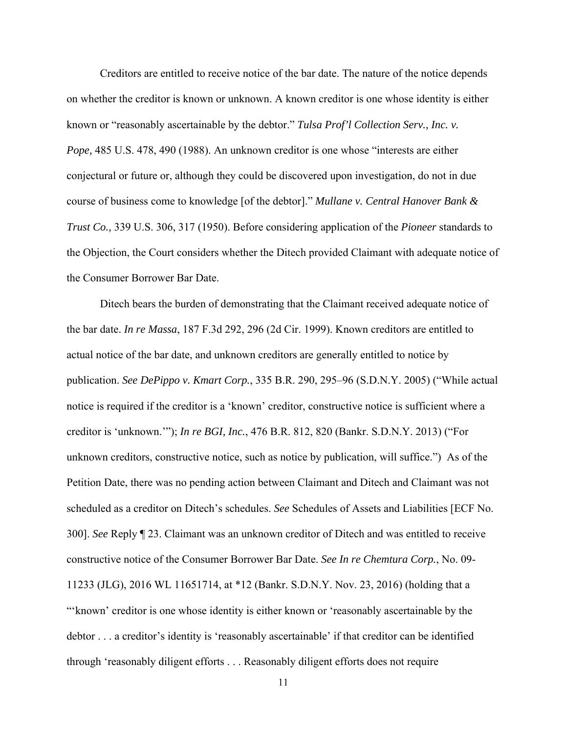Creditors are entitled to receive notice of the bar date. The nature of the notice depends on whether the creditor is known or unknown. A known creditor is one whose identity is either known or "reasonably ascertainable by the debtor." *Tulsa Prof'l Collection Serv., Inc. v. Pope,* 485 U.S. 478, 490 (1988). An unknown creditor is one whose "interests are either conjectural or future or, although they could be discovered upon investigation, do not in due course of business come to knowledge [of the debtor]." *Mullane v. Central Hanover Bank & Trust Co.,* 339 U.S. 306, 317 (1950). Before considering application of the *Pioneer* standards to the Objection, the Court considers whether the Ditech provided Claimant with adequate notice of the Consumer Borrower Bar Date.

Ditech bears the burden of demonstrating that the Claimant received adequate notice of the bar date. *In re Massa*, 187 F.3d 292, 296 (2d Cir. 1999). Known creditors are entitled to actual notice of the bar date, and unknown creditors are generally entitled to notice by publication. *See DePippo v. Kmart Corp.*, 335 B.R. 290, 295–96 (S.D.N.Y. 2005) ("While actual notice is required if the creditor is a 'known' creditor, constructive notice is sufficient where a creditor is 'unknown.'"); *In re BGI, Inc.*, 476 B.R. 812, 820 (Bankr. S.D.N.Y. 2013) ("For unknown creditors, constructive notice, such as notice by publication, will suffice.") As of the Petition Date, there was no pending action between Claimant and Ditech and Claimant was not scheduled as a creditor on Ditech's schedules. *See* Schedules of Assets and Liabilities [ECF No. 300]. *See* Reply ¶ 23. Claimant was an unknown creditor of Ditech and was entitled to receive constructive notice of the Consumer Borrower Bar Date. *See In re Chemtura Corp.*, No. 09-11233 (JLG), 2016 WL 11651714, at *12 (Bankr. S.D.N.Y. Nov. 23, 2016) (holding that a "'known' creditor is one whose identity is either known or 'reasonably ascertainable by the debtor . . . a creditor's identity is 'reasonably ascertainable' if that creditor can be identified through 'reasonably diligent efforts . . . Reasonably diligent efforts does not require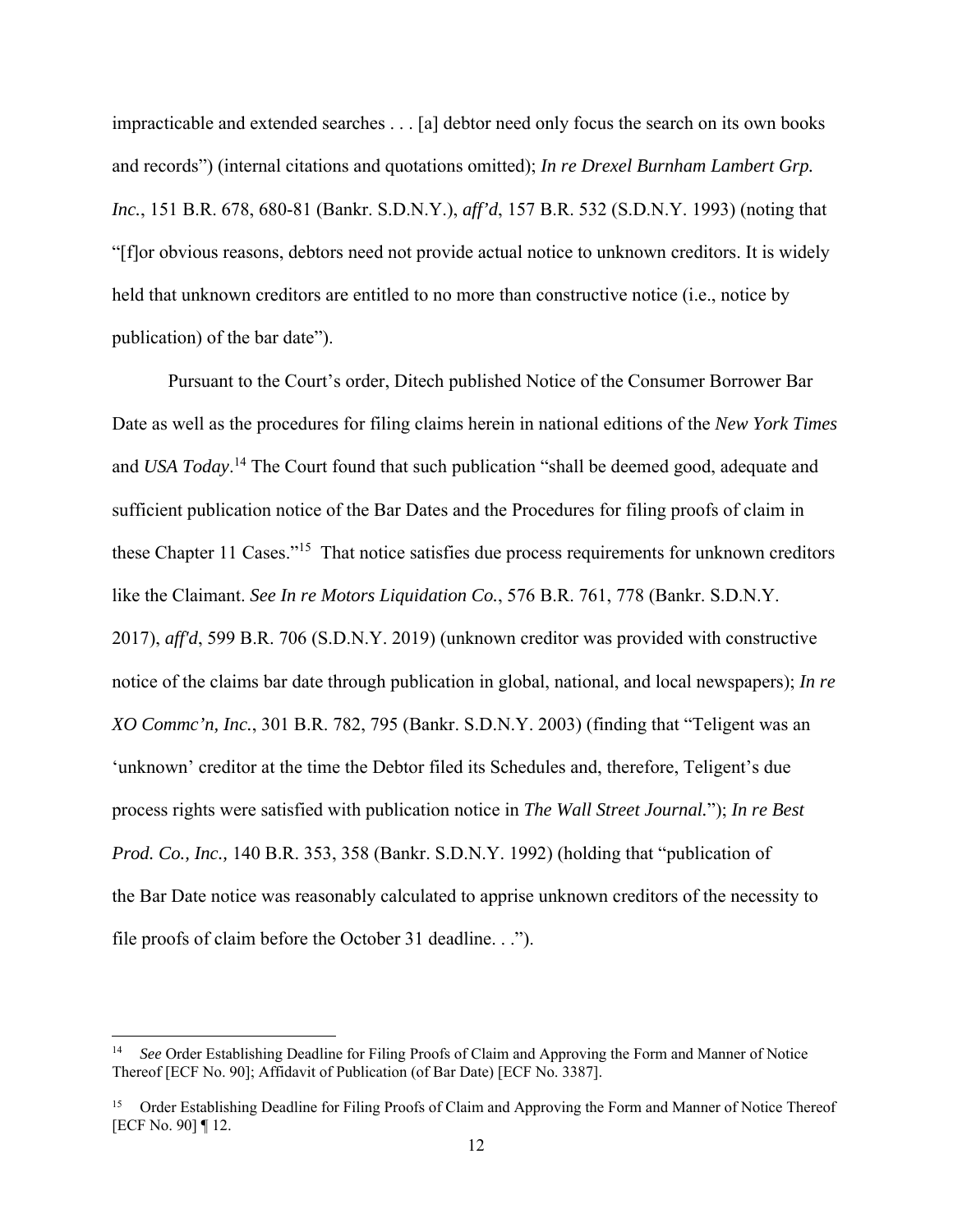impracticable and extended searches . . . [a] debtor need only focus the search on its own books and records") (internal citations and quotations omitted); *In re Drexel Burnham Lambert Grp. Inc.*, 151 B.R. 678, 680-81 (Bankr. S.D.N.Y.), *aff'd*, 157 B.R. 532 (S.D.N.Y. 1993) (noting that "[f]or obvious reasons, debtors need not provide actual notice to unknown creditors. It is widely held that unknown creditors are entitled to no more than constructive notice (i.e., notice by publication) of the bar date").

Pursuant to the Court's order, Ditech published Notice of the Consumer Borrower Bar Date as well as the procedures for filing claims herein in national editions of the *New York Times* and *USA Today*.[14] The Court found that such publication "shall be deemed good, adequate and sufficient publication notice of the Bar Dates and the Procedures for filing proofs of claim in these Chapter 11 Cases."[15] That notice satisfies due process requirements for unknown creditors like the Claimant. *See In re Motors Liquidation Co.*, 576 B.R. 761, 778 (Bankr. S.D.N.Y. 2017), *aff'd*, 599 B.R. 706 (S.D.N.Y. 2019) (unknown creditor was provided with constructive notice of the claims bar date through publication in global, national, and local newspapers); *In re XO Commc'n, Inc.*, 301 B.R. 782, 795 (Bankr. S.D.N.Y. 2003) (finding that "Teligent was an 'unknown' creditor at the time the Debtor filed its Schedules and, therefore, Teligent's due process rights were satisfied with publication notice in *The Wall Street Journal.*"); *In re Best Prod. Co., Inc.,* 140 B.R. 353, 358 (Bankr. S.D.N.Y. 1992) (holding that "publication of the Bar Date notice was reasonably calculated to apprise unknown creditors of the necessity to file proofs of claim before the October 31 deadline. . .").

---

[14] *See* Order Establishing Deadline for Filing Proofs of Claim and Approving the Form and Manner of Notice Thereof [ECF No. 90]; Affidavit of Publication (of Bar Date) [ECF No. 3387].

[15] Order Establishing Deadline for Filing Proofs of Claim and Approving the Form and Manner of Notice Thereof [ECF No. 90] ¶ 12.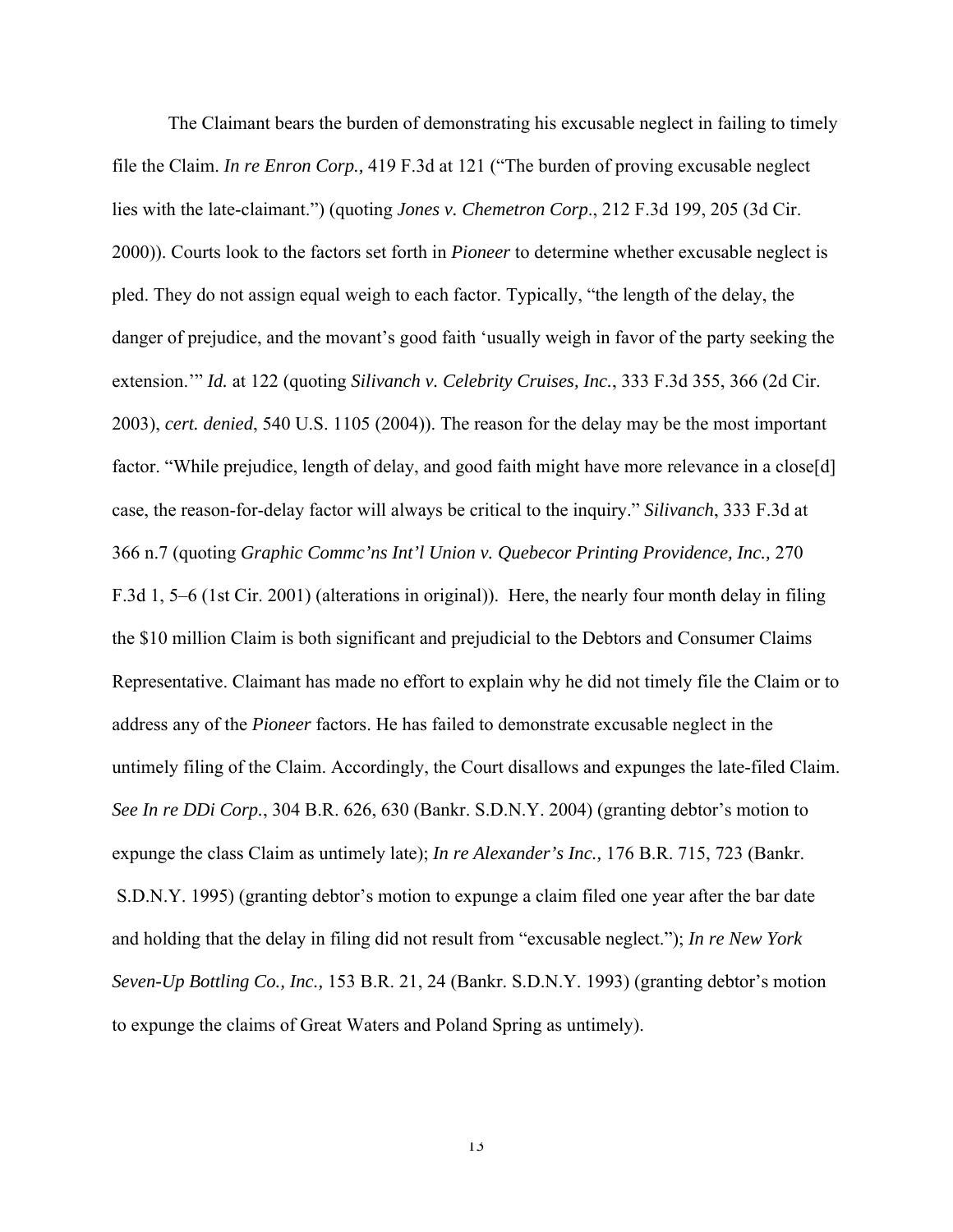The Claimant bears the burden of demonstrating his excusable neglect in failing to timely file the Claim. *In re Enron Corp.,* 419 F.3d at 121 ("The burden of proving excusable neglect lies with the late-claimant.") (quoting *Jones v. Chemetron Corp*., 212 F.3d 199, 205 (3d Cir. 2000)). Courts look to the factors set forth in *Pioneer* to determine whether excusable neglect is pled. They do not assign equal weigh to each factor. Typically, "the length of the delay, the danger of prejudice, and the movant's good faith 'usually weigh in favor of the party seeking the extension.'" *Id.* at 122 (quoting *Silivanch v. Celebrity Cruises, Inc.*, 333 F.3d 355, 366 (2d Cir. 2003), *cert. denied*, 540 U.S. 1105 (2004)). The reason for the delay may be the most important factor. "While prejudice, length of delay, and good faith might have more relevance in a close[d] case, the reason-for-delay factor will always be critical to the inquiry." *Silivanch*, 333 F.3d at 366 n.7 (quoting *Graphic Commc'ns Int'l Union v. Quebecor Printing Providence, Inc.,* 270 F.3d 1, 5–6 (1st Cir. 2001) (alterations in original)). Here, the nearly four month delay in filing the $10 million Claim is both significant and prejudicial to the Debtors and Consumer Claims Representative. Claimant has made no effort to explain why he did not timely file the Claim or to address any of the *Pioneer* factors. He has failed to demonstrate excusable neglect in the untimely filing of the Claim. Accordingly, the Court disallows and expunges the late-filed Claim. *See In re DDi Corp.*, 304 B.R. 626, 630 (Bankr. S.D.N.Y. 2004) (granting debtor's motion to expunge the class Claim as untimely late); *In re Alexander's Inc.,* 176 B.R. 715, 723 (Bankr. S.D.N.Y. 1995) (granting debtor's motion to expunge a claim filed one year after the bar date and holding that the delay in filing did not result from "excusable neglect."); *In re New York Seven-Up Bottling Co., Inc.,* 153 B.R. 21, 24 (Bankr. S.D.N.Y. 1993) (granting debtor's motion to expunge the claims of Great Waters and Poland Spring as untimely).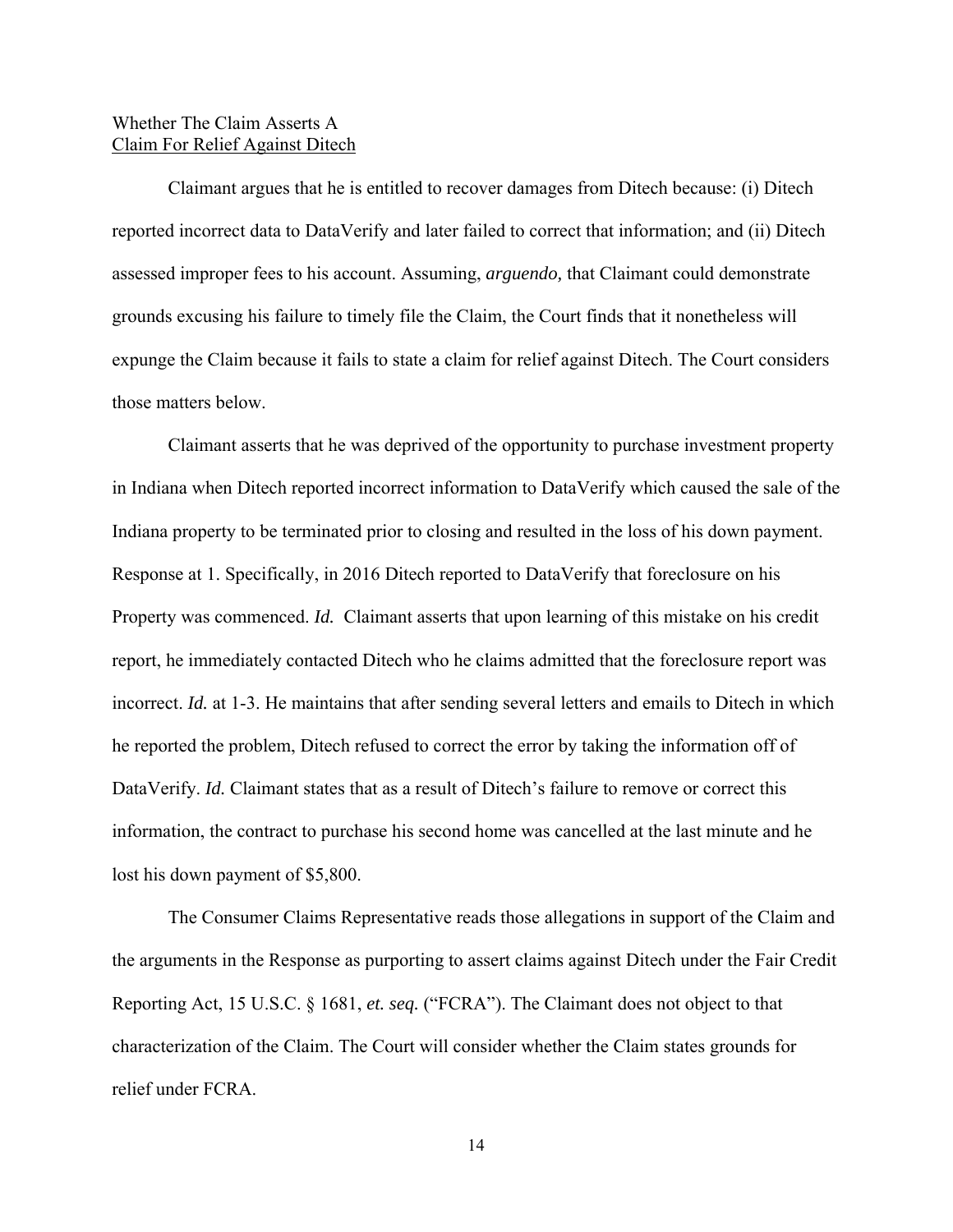Whether The Claim Asserts A
<u>Claim For Relief Against Ditech</u>

Claimant argues that he is entitled to recover damages from Ditech because: (i) Ditech reported incorrect data to DataVerify and later failed to correct that information; and (ii) Ditech assessed improper fees to his account. Assuming, *arguendo,* that Claimant could demonstrate grounds excusing his failure to timely file the Claim, the Court finds that it nonetheless will expunge the Claim because it fails to state a claim for relief against Ditech. The Court considers those matters below.

Claimant asserts that he was deprived of the opportunity to purchase investment property in Indiana when Ditech reported incorrect information to DataVerify which caused the sale of the Indiana property to be terminated prior to closing and resulted in the loss of his down payment. Response at 1. Specifically, in 2016 Ditech reported to DataVerify that foreclosure on his Property was commenced. *Id.* Claimant asserts that upon learning of this mistake on his credit report, he immediately contacted Ditech who he claims admitted that the foreclosure report was incorrect. *Id.* at 1-3. He maintains that after sending several letters and emails to Ditech in which he reported the problem, Ditech refused to correct the error by taking the information off of DataVerify. *Id.* Claimant states that as a result of Ditech's failure to remove or correct this information, the contract to purchase his second home was cancelled at the last minute and he lost his down payment of $5,800.

The Consumer Claims Representative reads those allegations in support of the Claim and the arguments in the Response as purporting to assert claims against Ditech under the Fair Credit Reporting Act, 15 U.S.C. § 1681, *et. seq.* ("FCRA"). The Claimant does not object to that characterization of the Claim. The Court will consider whether the Claim states grounds for relief under FCRA.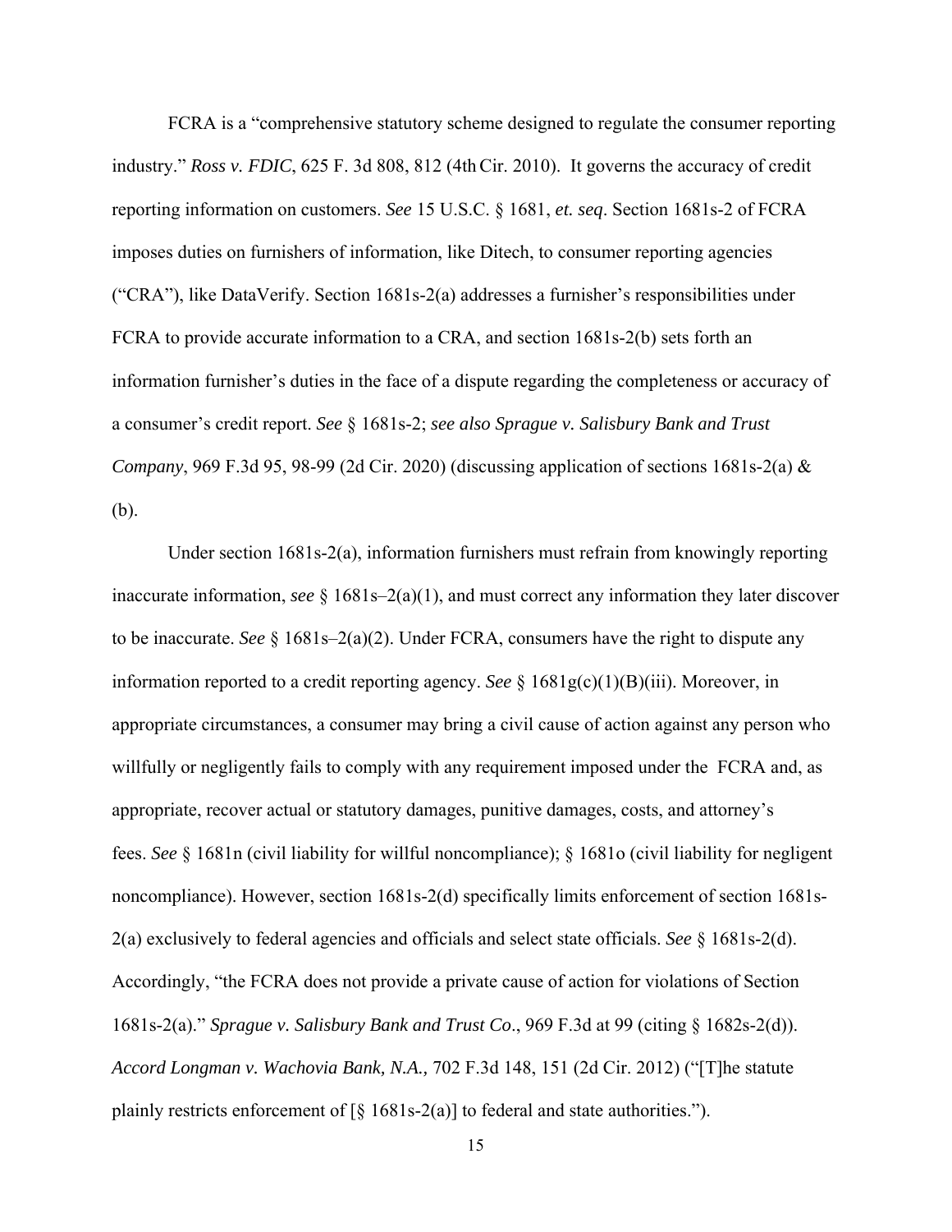FCRA is a "comprehensive statutory scheme designed to regulate the consumer reporting industry." *Ross v. FDIC*, 625 F. 3d 808, 812 (4th Cir. 2010). It governs the accuracy of credit reporting information on customers. *See* 15 U.S.C. § 1681, *et. seq*. Section 1681s-2 of FCRA imposes duties on furnishers of information, like Ditech, to consumer reporting agencies ("CRA"), like DataVerify. Section 1681s-2(a) addresses a furnisher's responsibilities under FCRA to provide accurate information to a CRA, and section 1681s-2(b) sets forth an information furnisher's duties in the face of a dispute regarding the completeness or accuracy of a consumer's credit report. *See* § 1681s-2; *see also Sprague v. Salisbury Bank and Trust Company*, 969 F.3d 95, 98-99 (2d Cir. 2020) (discussing application of sections 1681s-2(a) & (b).

Under section 1681s-2(a), information furnishers must refrain from knowingly reporting inaccurate information, *see* § 1681s–2(a)(1), and must correct any information they later discover to be inaccurate. *See* § 1681s–2(a)(2). Under FCRA, consumers have the right to dispute any information reported to a credit reporting agency. *See* § 1681g(c)(1)(B)(iii). Moreover, in appropriate circumstances, a consumer may bring a civil cause of action against any person who willfully or negligently fails to comply with any requirement imposed under the FCRA and, as appropriate, recover actual or statutory damages, punitive damages, costs, and attorney's fees. *See* § 1681n (civil liability for willful noncompliance); § 1681o (civil liability for negligent noncompliance). However, section 1681s-2(d) specifically limits enforcement of section 1681s-2(a) exclusively to federal agencies and officials and select state officials. *See* § 1681s-2(d). Accordingly, "the FCRA does not provide a private cause of action for violations of Section 1681s-2(a)." *Sprague v. Salisbury Bank and Trust Co*., 969 F.3d at 99 (citing § 1682s-2(d)). *Accord Longman v. Wachovia Bank, N.A.,* 702 F.3d 148, 151 (2d Cir. 2012) ("[T]he statute plainly restricts enforcement of [§ 1681s-2(a)] to federal and state authorities.").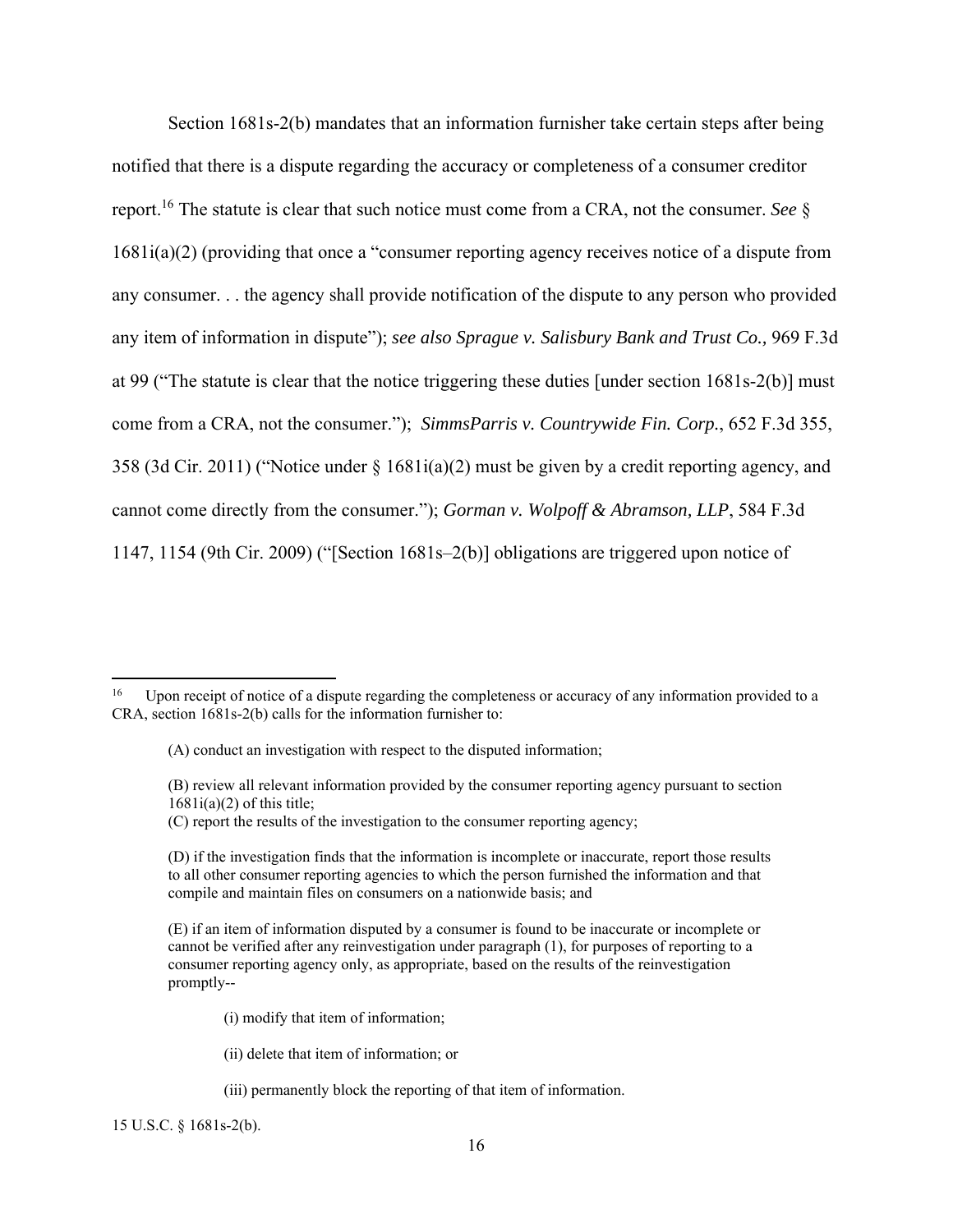Section 1681s-2(b) mandates that an information furnisher take certain steps after being notified that there is a dispute regarding the accuracy or completeness of a consumer creditor report.[16] The statute is clear that such notice must come from a CRA, not the consumer. *See* § 1681i(a)(2) (providing that once a "consumer reporting agency receives notice of a dispute from any consumer. . . the agency shall provide notification of the dispute to any person who provided any item of information in dispute"); *see also Sprague v. Salisbury Bank and Trust Co.,* 969 F.3d at 99 ("The statute is clear that the notice triggering these duties [under section 1681s-2(b)] must come from a CRA, not the consumer."); *SimmsParris v. Countrywide Fin. Corp.*, 652 F.3d 355, 358 (3d Cir. 2011) ("Notice under § 1681i(a)(2) must be given by a credit reporting agency, and cannot come directly from the consumer."); *Gorman v. Wolpoff & Abramson, LLP*, 584 F.3d 1147, 1154 (9th Cir. 2009) ("[Section 1681s–2(b)] obligations are triggered upon notice of

---

[16] Upon receipt of notice of a dispute regarding the completeness or accuracy of any information provided to a CRA, section 1681s-2(b) calls for the information furnisher to:

> (A) conduct an investigation with respect to the disputed information;
>
> (B) review all relevant information provided by the consumer reporting agency pursuant to section 1681i(a)(2) of this title;
> (C) report the results of the investigation to the consumer reporting agency;
>
> (D) if the investigation finds that the information is incomplete or inaccurate, report those results to all other consumer reporting agencies to which the person furnished the information and that compile and maintain files on consumers on a nationwide basis; and
>
> (E) if an item of information disputed by a consumer is found to be inaccurate or incomplete or cannot be verified after any reinvestigation under paragraph (1), for purposes of reporting to a consumer reporting agency only, as appropriate, based on the results of the reinvestigation promptly--
>
> > (i) modify that item of information;
> >
> > (ii) delete that item of information; or
> >
> > (iii) permanently block the reporting of that item of information.

15 U.S.C. § 1681s-2(b).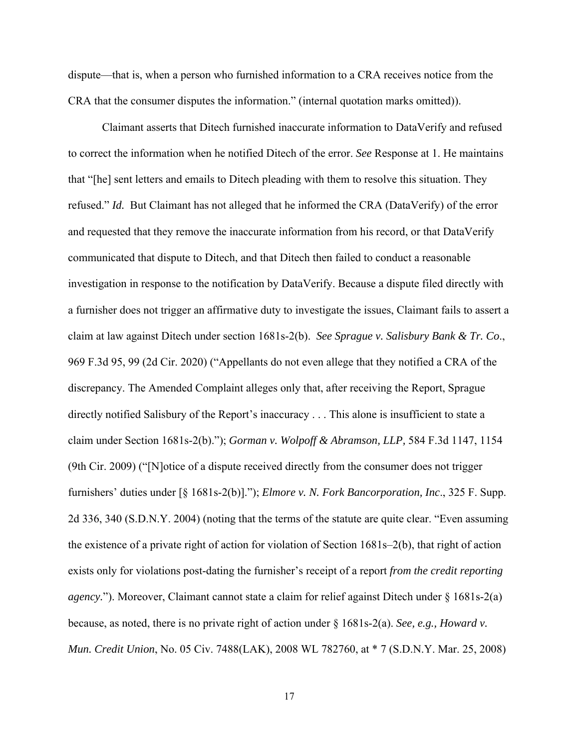dispute—that is, when a person who furnished information to a CRA receives notice from the CRA that the consumer disputes the information." (internal quotation marks omitted)).

Claimant asserts that Ditech furnished inaccurate information to DataVerify and refused to correct the information when he notified Ditech of the error. *See* Response at 1. He maintains that "[he] sent letters and emails to Ditech pleading with them to resolve this situation. They refused." *Id.* But Claimant has not alleged that he informed the CRA (DataVerify) of the error and requested that they remove the inaccurate information from his record, or that DataVerify communicated that dispute to Ditech, and that Ditech then failed to conduct a reasonable investigation in response to the notification by DataVerify. Because a dispute filed directly with a furnisher does not trigger an affirmative duty to investigate the issues, Claimant fails to assert a claim at law against Ditech under section 1681s-2(b). *See Sprague v. Salisbury Bank & Tr. Co*., 969 F.3d 95, 99 (2d Cir. 2020) ("Appellants do not even allege that they notified a CRA of the discrepancy. The Amended Complaint alleges only that, after receiving the Report, Sprague directly notified Salisbury of the Report's inaccuracy . . . This alone is insufficient to state a claim under Section 1681s-2(b)."); *Gorman v. Wolpoff & Abramson, LLP,* 584 F.3d 1147, 1154 (9th Cir. 2009) ("[N]otice of a dispute received directly from the consumer does not trigger furnishers' duties under [§ 1681s-2(b)]."); *Elmore v. N. Fork Bancorporation, Inc*., 325 F. Supp. 2d 336, 340 (S.D.N.Y. 2004) (noting that the terms of the statute are quite clear. "Even assuming the existence of a private right of action for violation of Section 1681s–2(b), that right of action exists only for violations post-dating the furnisher's receipt of a report *from the credit reporting agency.*"). Moreover, Claimant cannot state a claim for relief against Ditech under § 1681s-2(a) because, as noted, there is no private right of action under § 1681s-2(a). *See, e.g., Howard v. Mun. Credit Union*, No. 05 Civ. 7488(LAK), 2008 WL 782760, at * 7 (S.D.N.Y. Mar. 25, 2008)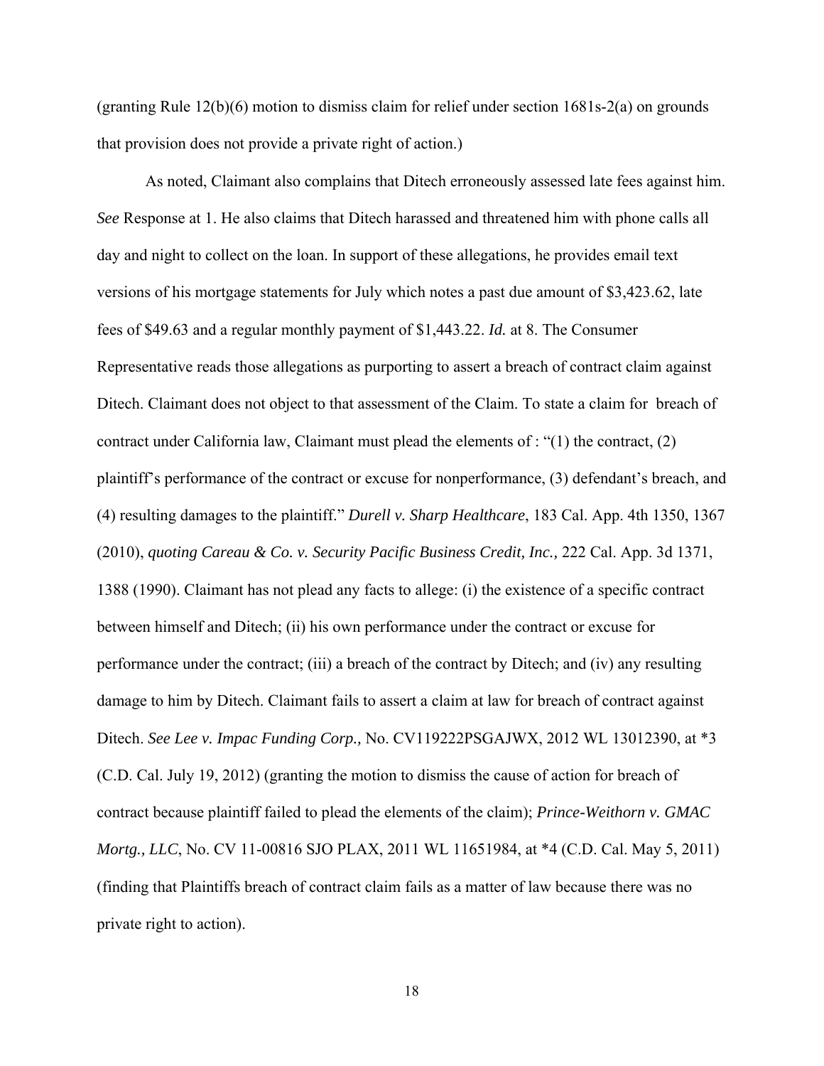(granting Rule 12(b)(6) motion to dismiss claim for relief under section 1681s-2(a) on grounds that provision does not provide a private right of action.)

As noted, Claimant also complains that Ditech erroneously assessed late fees against him. *See* Response at 1. He also claims that Ditech harassed and threatened him with phone calls all day and night to collect on the loan. In support of these allegations, he provides email text versions of his mortgage statements for July which notes a past due amount of $3,423.62, late fees of $49.63 and a regular monthly payment of $1,443.22. *Id.* at 8. The Consumer Representative reads those allegations as purporting to assert a breach of contract claim against Ditech. Claimant does not object to that assessment of the Claim. To state a claim for breach of contract under California law, Claimant must plead the elements of : "(1) the contract, (2) plaintiff's performance of the contract or excuse for nonperformance, (3) defendant's breach, and (4) resulting damages to the plaintiff." *Durell v. Sharp Healthcare*, 183 Cal. App. 4th 1350, 1367 (2010), *quoting Careau & Co. v. Security Pacific Business Credit, Inc.,* 222 Cal. App. 3d 1371, 1388 (1990). Claimant has not plead any facts to allege: (i) the existence of a specific contract between himself and Ditech; (ii) his own performance under the contract or excuse for performance under the contract; (iii) a breach of the contract by Ditech; and (iv) any resulting damage to him by Ditech. Claimant fails to assert a claim at law for breach of contract against Ditech. *See Lee v. Impac Funding Corp.,* No. CV119222PSGAJWX, 2012 WL 13012390, at *3 (C.D. Cal. July 19, 2012) (granting the motion to dismiss the cause of action for breach of contract because plaintiff failed to plead the elements of the claim); *Prince-Weithorn v. GMAC Mortg., LLC*, No. CV 11-00816 SJO PLAX, 2011 WL 11651984, at *4 (C.D. Cal. May 5, 2011) (finding that Plaintiffs breach of contract claim fails as a matter of law because there was no private right to action).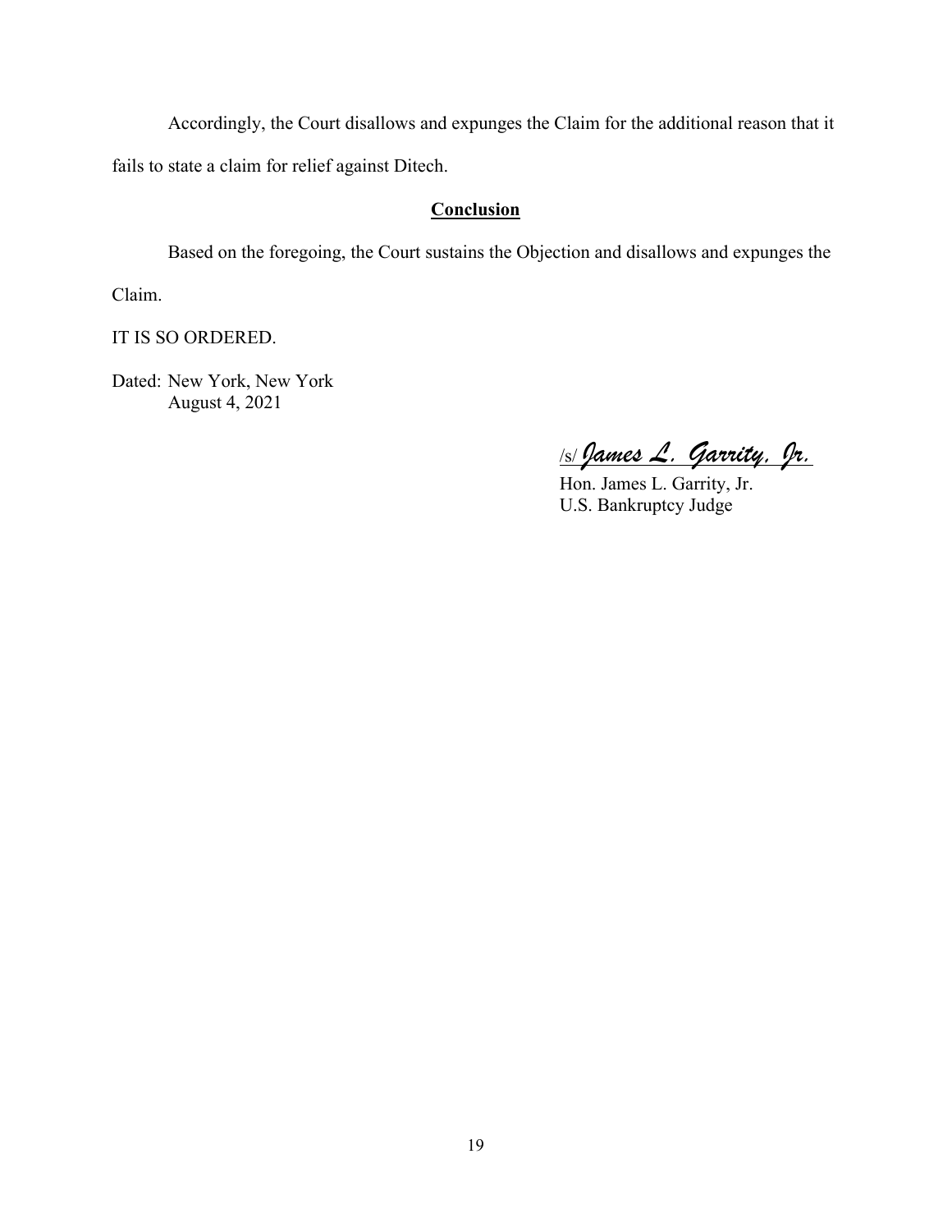Accordingly, the Court disallows and expunges the Claim for the additional reason that it fails to state a claim for relief against Ditech.

## Conclusion

Based on the foregoing, the Court sustains the Objection and disallows and expunges the Claim.

IT IS SO ORDERED.

Dated: New York, New York
August 4, 2021

/s/ *James L. Garrity, Jr.*
Hon. James L. Garrity, Jr.
U.S. Bankruptcy Judge